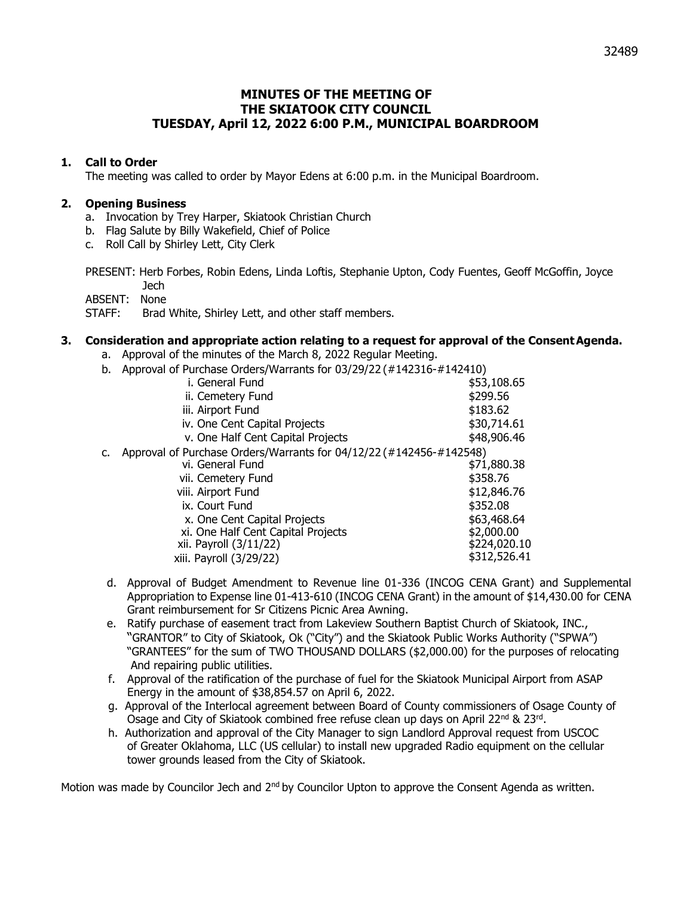# MINUTES OF THE MEETING OF THE SKIATOOK CITY COUNCIL TUESDAY, April 12, 2022 6:00 P.M., MUNICIPAL BOARDROOM

## 1. Call to Order

The meeting was called to order by Mayor Edens at 6:00 p.m. in the Municipal Boardroom.

## 2. Opening Business

a. Invocation by Trey Harper, Skiatook Christian Church
b. Flag Salute by Billy Wakefield, Chief of Police
c. Roll Call by Shirley Lett, City Clerk

PRESENT: Herb Forbes, Robin Edens, Linda Loftis, Stephanie Upton, Cody Fuentes, Geoff McGoffin, Joyce Jech
ABSENT: None
STAFF: Brad White, Shirley Lett, and other staff members.

## 3. Consideration and appropriate action relating to a request for approval of the Consent Agenda.

a. Approval of the minutes of the March 8, 2022 Regular Meeting.

b. Approval of Purchase Orders/Warrants for 03/29/22 (#142316-#142410)

| | |
|---|---|
| i. General Fund | $53,108.65 |
| ii. Cemetery Fund | $299.56 |
| iii. Airport Fund | $183.62 |
| iv. One Cent Capital Projects | $30,714.61 |
| v. One Half Cent Capital Projects | $48,906.46 |

c. Approval of Purchase Orders/Warrants for 04/12/22 (#142456-#142548)

| | |
|---|---|
| vi. General Fund | $71,880.38 |
| vii. Cemetery Fund | $358.76 |
| viii. Airport Fund | $12,846.76 |
| ix. Court Fund | $352.08 |
| x. One Cent Capital Projects | $63,468.64 |
| xi. One Half Cent Capital Projects | $2,000.00 |
| xii. Payroll (3/11/22) | $224,020.10 |
| xiii. Payroll (3/29/22) | $312,526.41 |

d. Approval of Budget Amendment to Revenue line 01-336 (INCOG CENA Grant) and Supplemental Appropriation to Expense line 01-413-610 (INCOG CENA Grant) in the amount of $14,430.00 for CENA Grant reimbursement for Sr Citizens Picnic Area Awning.

e. Ratify purchase of easement tract from Lakeview Southern Baptist Church of Skiatook, INC., "GRANTOR" to City of Skiatook, Ok ("City") and the Skiatook Public Works Authority ("SPWA") "GRANTEES" for the sum of TWO THOUSAND DOLLARS ($2,000.00) for the purposes of relocating And repairing public utilities.

f. Approval of the ratification of the purchase of fuel for the Skiatook Municipal Airport from ASAP Energy in the amount of $38,854.57 on April 6, 2022.

g. Approval of the Interlocal agreement between Board of County commissioners of Osage County of Osage and City of Skiatook combined free refuse clean up days on April 22nd & 23rd.

h. Authorization and approval of the City Manager to sign Landlord Approval request from USCOC of Greater Oklahoma, LLC (US cellular) to install new upgraded Radio equipment on the cellular tower grounds leased from the City of Skiatook.

Motion was made by Councilor Jech and 2nd by Councilor Upton to approve the Consent Agenda as written.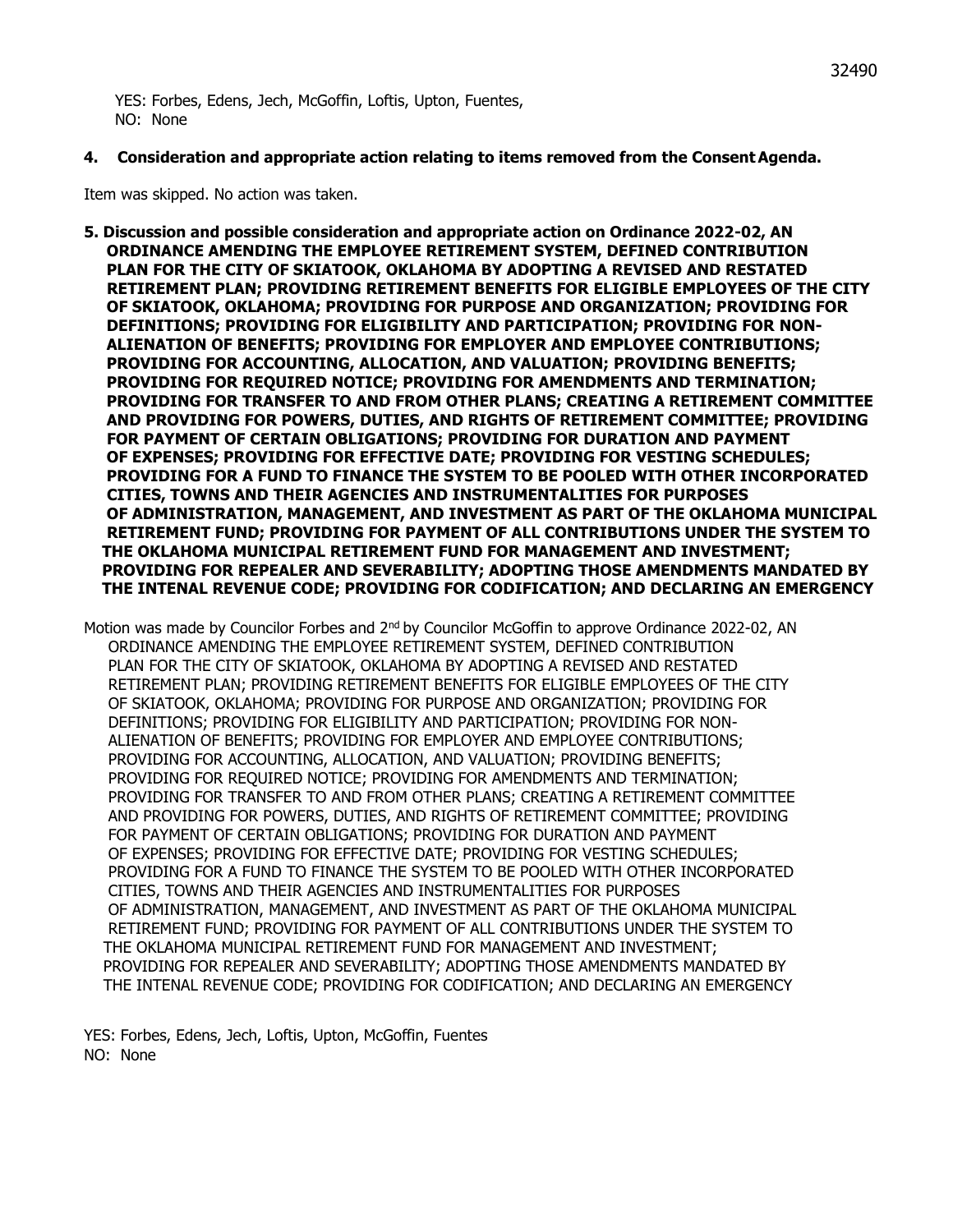YES: Forbes, Edens, Jech, McGoffin, Loftis, Upton, Fuentes,
NO: None

**4. Consideration and appropriate action relating to items removed from the Consent Agenda.**

Item was skipped. No action was taken.

**5. Discussion and possible consideration and appropriate action on Ordinance 2022-02, AN ORDINANCE AMENDING THE EMPLOYEE RETIREMENT SYSTEM, DEFINED CONTRIBUTION PLAN FOR THE CITY OF SKIATOOK, OKLAHOMA BY ADOPTING A REVISED AND RESTATED RETIREMENT PLAN; PROVIDING RETIREMENT BENEFITS FOR ELIGIBLE EMPLOYEES OF THE CITY OF SKIATOOK, OKLAHOMA; PROVIDING FOR PURPOSE AND ORGANIZATION; PROVIDING FOR DEFINITIONS; PROVIDING FOR ELIGIBILITY AND PARTICIPATION; PROVIDING FOR NON-ALIENATION OF BENEFITS; PROVIDING FOR EMPLOYER AND EMPLOYEE CONTRIBUTIONS; PROVIDING FOR ACCOUNTING, ALLOCATION, AND VALUATION; PROVIDING BENEFITS; PROVIDING FOR REQUIRED NOTICE; PROVIDING FOR AMENDMENTS AND TERMINATION; PROVIDING FOR TRANSFER TO AND FROM OTHER PLANS; CREATING A RETIREMENT COMMITTEE AND PROVIDING FOR POWERS, DUTIES, AND RIGHTS OF RETIREMENT COMMITTEE; PROVIDING FOR PAYMENT OF CERTAIN OBLIGATIONS; PROVIDING FOR DURATION AND PAYMENT OF EXPENSES; PROVIDING FOR EFFECTIVE DATE; PROVIDING FOR VESTING SCHEDULES; PROVIDING FOR A FUND TO FINANCE THE SYSTEM TO BE POOLED WITH OTHER INCORPORATED CITIES, TOWNS AND THEIR AGENCIES AND INSTRUMENTALITIES FOR PURPOSES OF ADMINISTRATION, MANAGEMENT, AND INVESTMENT AS PART OF THE OKLAHOMA MUNICIPAL RETIREMENT FUND; PROVIDING FOR PAYMENT OF ALL CONTRIBUTIONS UNDER THE SYSTEM TO THE OKLAHOMA MUNICIPAL RETIREMENT FUND FOR MANAGEMENT AND INVESTMENT; PROVIDING FOR REPEALER AND SEVERABILITY; ADOPTING THOSE AMENDMENTS MANDATED BY THE INTENAL REVENUE CODE; PROVIDING FOR CODIFICATION; AND DECLARING AN EMERGENCY**

Motion was made by Councilor Forbes and 2nd by Councilor McGoffin to approve Ordinance 2022-02, AN ORDINANCE AMENDING THE EMPLOYEE RETIREMENT SYSTEM, DEFINED CONTRIBUTION PLAN FOR THE CITY OF SKIATOOK, OKLAHOMA BY ADOPTING A REVISED AND RESTATED RETIREMENT PLAN; PROVIDING RETIREMENT BENEFITS FOR ELIGIBLE EMPLOYEES OF THE CITY OF SKIATOOK, OKLAHOMA; PROVIDING FOR PURPOSE AND ORGANIZATION; PROVIDING FOR DEFINITIONS; PROVIDING FOR ELIGIBILITY AND PARTICIPATION; PROVIDING FOR NON-ALIENATION OF BENEFITS; PROVIDING FOR EMPLOYER AND EMPLOYEE CONTRIBUTIONS; PROVIDING FOR ACCOUNTING, ALLOCATION, AND VALUATION; PROVIDING BENEFITS; PROVIDING FOR REQUIRED NOTICE; PROVIDING FOR AMENDMENTS AND TERMINATION; PROVIDING FOR TRANSFER TO AND FROM OTHER PLANS; CREATING A RETIREMENT COMMITTEE AND PROVIDING FOR POWERS, DUTIES, AND RIGHTS OF RETIREMENT COMMITTEE; PROVIDING FOR PAYMENT OF CERTAIN OBLIGATIONS; PROVIDING FOR DURATION AND PAYMENT OF EXPENSES; PROVIDING FOR EFFECTIVE DATE; PROVIDING FOR VESTING SCHEDULES; PROVIDING FOR A FUND TO FINANCE THE SYSTEM TO BE POOLED WITH OTHER INCORPORATED CITIES, TOWNS AND THEIR AGENCIES AND INSTRUMENTALITIES FOR PURPOSES OF ADMINISTRATION, MANAGEMENT, AND INVESTMENT AS PART OF THE OKLAHOMA MUNICIPAL RETIREMENT FUND; PROVIDING FOR PAYMENT OF ALL CONTRIBUTIONS UNDER THE SYSTEM TO THE OKLAHOMA MUNICIPAL RETIREMENT FUND FOR MANAGEMENT AND INVESTMENT; PROVIDING FOR REPEALER AND SEVERABILITY; ADOPTING THOSE AMENDMENTS MANDATED BY THE INTENAL REVENUE CODE; PROVIDING FOR CODIFICATION; AND DECLARING AN EMERGENCY

YES: Forbes, Edens, Jech, Loftis, Upton, McGoffin, Fuentes
NO: None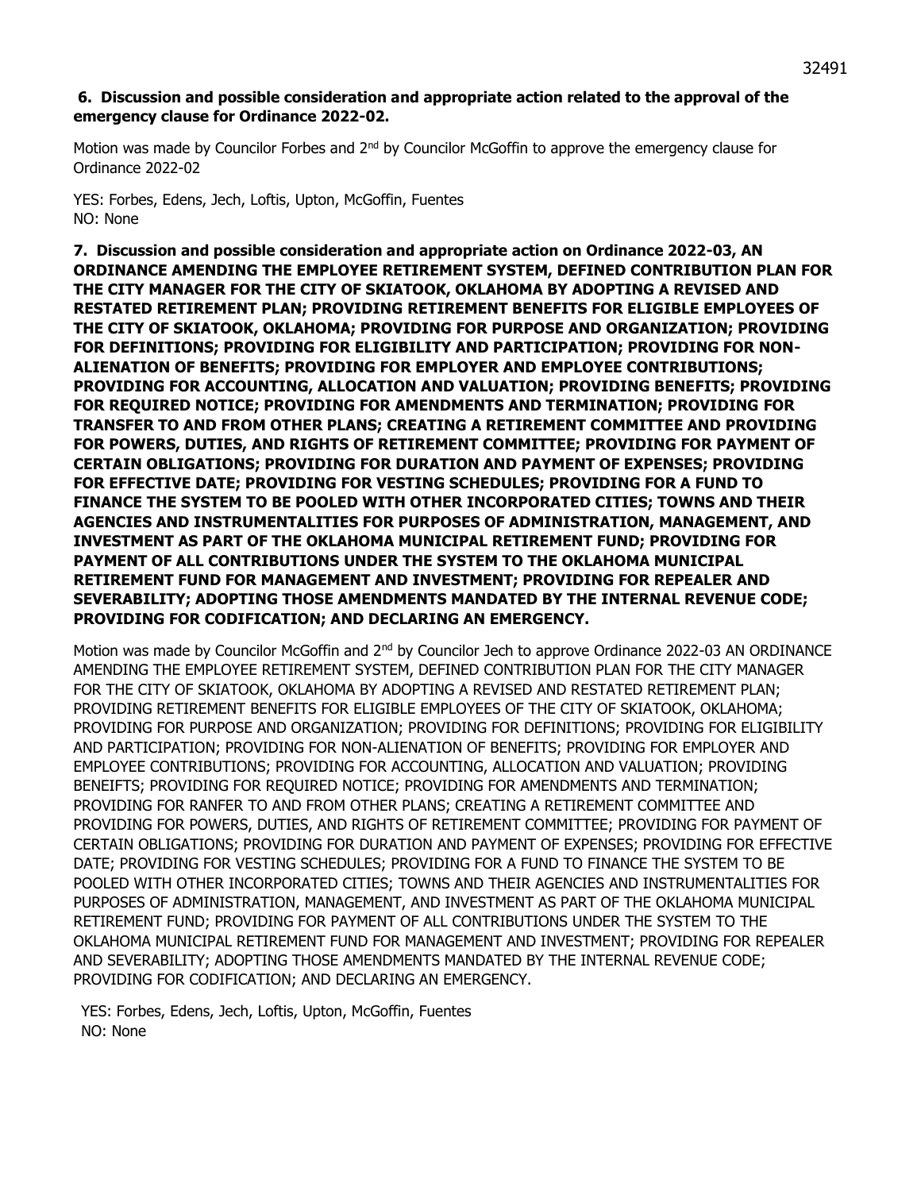**6. Discussion and possible consideration and appropriate action related to the approval of the emergency clause for Ordinance 2022-02.**

Motion was made by Councilor Forbes and 2[nd] by Councilor McGoffin to approve the emergency clause for Ordinance 2022-02

YES: Forbes, Edens, Jech, Loftis, Upton, McGoffin, Fuentes
NO: None

**7. Discussion and possible consideration and appropriate action on Ordinance 2022-03, AN ORDINANCE AMENDING THE EMPLOYEE RETIREMENT SYSTEM, DEFINED CONTRIBUTION PLAN FOR THE CITY MANAGER FOR THE CITY OF SKIATOOK, OKLAHOMA BY ADOPTING A REVISED AND RESTATED RETIREMENT PLAN; PROVIDING RETIREMENT BENEFITS FOR ELIGIBLE EMPLOYEES OF THE CITY OF SKIATOOK, OKLAHOMA; PROVIDING FOR PURPOSE AND ORGANIZATION; PROVIDING FOR DEFINITIONS; PROVIDING FOR ELIGIBILITY AND PARTICIPATION; PROVIDING FOR NON-ALIENATION OF BENEFITS; PROVIDING FOR EMPLOYER AND EMPLOYEE CONTRIBUTIONS; PROVIDING FOR ACCOUNTING, ALLOCATION AND VALUATION; PROVIDING BENEFITS; PROVIDING FOR REQUIRED NOTICE; PROVIDING FOR AMENDMENTS AND TERMINATION; PROVIDING FOR TRANSFER TO AND FROM OTHER PLANS; CREATING A RETIREMENT COMMITTEE AND PROVIDING FOR POWERS, DUTIES, AND RIGHTS OF RETIREMENT COMMITTEE; PROVIDING FOR PAYMENT OF CERTAIN OBLIGATIONS; PROVIDING FOR DURATION AND PAYMENT OF EXPENSES; PROVIDING FOR EFFECTIVE DATE; PROVIDING FOR VESTING SCHEDULES; PROVIDING FOR A FUND TO FINANCE THE SYSTEM TO BE POOLED WITH OTHER INCORPORATED CITIES; TOWNS AND THEIR AGENCIES AND INSTRUMENTALITIES FOR PURPOSES OF ADMINISTRATION, MANAGEMENT, AND INVESTMENT AS PART OF THE OKLAHOMA MUNICIPAL RETIREMENT FUND; PROVIDING FOR PAYMENT OF ALL CONTRIBUTIONS UNDER THE SYSTEM TO THE OKLAHOMA MUNICIPAL RETIREMENT FUND FOR MANAGEMENT AND INVESTMENT; PROVIDING FOR REPEALER AND SEVERABILITY; ADOPTING THOSE AMENDMENTS MANDATED BY THE INTERNAL REVENUE CODE; PROVIDING FOR CODIFICATION; AND DECLARING AN EMERGENCY.**

Motion was made by Councilor McGoffin and 2[nd] by Councilor Jech to approve Ordinance 2022-03 AN ORDINANCE AMENDING THE EMPLOYEE RETIREMENT SYSTEM, DEFINED CONTRIBUTION PLAN FOR THE CITY MANAGER FOR THE CITY OF SKIATOOK, OKLAHOMA BY ADOPTING A REVISED AND RESTATED RETIREMENT PLAN; PROVIDING RETIREMENT BENEFITS FOR ELIGIBLE EMPLOYEES OF THE CITY OF SKIATOOK, OKLAHOMA; PROVIDING FOR PURPOSE AND ORGANIZATION; PROVIDING FOR DEFINITIONS; PROVIDING FOR ELIGIBILITY AND PARTICIPATION; PROVIDING FOR NON-ALIENATION OF BENEFITS; PROVIDING FOR EMPLOYER AND EMPLOYEE CONTRIBUTIONS; PROVIDING FOR ACCOUNTING, ALLOCATION AND VALUATION; PROVIDING BENEIFTS; PROVIDING FOR REQUIRED NOTICE; PROVIDING FOR AMENDMENTS AND TERMINATION; PROVIDING FOR RANFER TO AND FROM OTHER PLANS; CREATING A RETIREMENT COMMITTEE AND PROVIDING FOR POWERS, DUTIES, AND RIGHTS OF RETIREMENT COMMITTEE; PROVIDING FOR PAYMENT OF CERTAIN OBLIGATIONS; PROVIDING FOR DURATION AND PAYMENT OF EXPENSES; PROVIDING FOR EFFECTIVE DATE; PROVIDING FOR VESTING SCHEDULES; PROVIDING FOR A FUND TO FINANCE THE SYSTEM TO BE POOLED WITH OTHER INCORPORATED CITIES; TOWNS AND THEIR AGENCIES AND INSTRUMENTALITIES FOR PURPOSES OF ADMINISTRATION, MANAGEMENT, AND INVESTMENT AS PART OF THE OKLAHOMA MUNICIPAL RETIREMENT FUND; PROVIDING FOR PAYMENT OF ALL CONTRIBUTIONS UNDER THE SYSTEM TO THE OKLAHOMA MUNICIPAL RETIREMENT FUND FOR MANAGEMENT AND INVESTMENT; PROVIDING FOR REPEALER AND SEVERABILITY; ADOPTING THOSE AMENDMENTS MANDATED BY THE INTERNAL REVENUE CODE; PROVIDING FOR CODIFICATION; AND DECLARING AN EMERGENCY.

YES: Forbes, Edens, Jech, Loftis, Upton, McGoffin, Fuentes
NO: None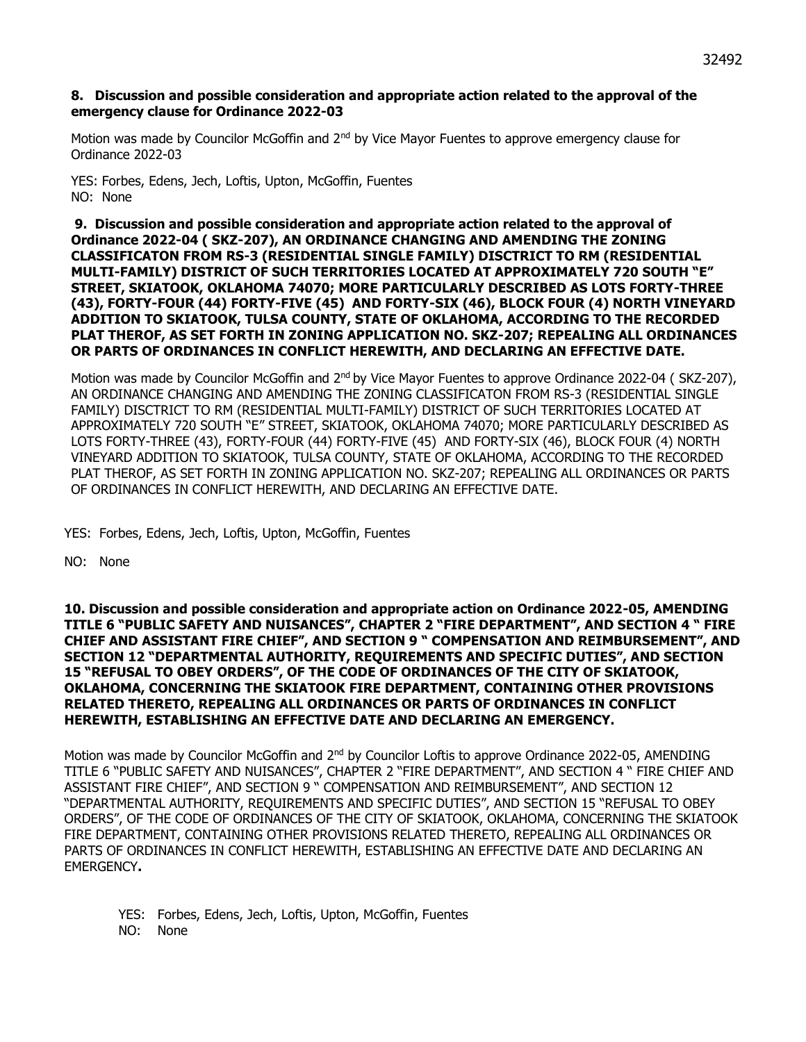**8. Discussion and possible consideration and appropriate action related to the approval of the emergency clause for Ordinance 2022-03**

Motion was made by Councilor McGoffin and 2nd by Vice Mayor Fuentes to approve emergency clause for Ordinance 2022-03

YES: Forbes, Edens, Jech, Loftis, Upton, McGoffin, Fuentes
NO: None

**9. Discussion and possible consideration and appropriate action related to the approval of Ordinance 2022-04 ( SKZ-207), AN ORDINANCE CHANGING AND AMENDING THE ZONING CLASSIFICATON FROM RS-3 (RESIDENTIAL SINGLE FAMILY) DISCTRICT TO RM (RESIDENTIAL MULTI-FAMILY) DISTRICT OF SUCH TERRITORIES LOCATED AT APPROXIMATELY 720 SOUTH "E" STREET, SKIATOOK, OKLAHOMA 74070; MORE PARTICULARLY DESCRIBED AS LOTS FORTY-THREE (43), FORTY-FOUR (44) FORTY-FIVE (45) AND FORTY-SIX (46), BLOCK FOUR (4) NORTH VINEYARD ADDITION TO SKIATOOK, TULSA COUNTY, STATE OF OKLAHOMA, ACCORDING TO THE RECORDED PLAT THEROF, AS SET FORTH IN ZONING APPLICATION NO. SKZ-207; REPEALING ALL ORDINANCES OR PARTS OF ORDINANCES IN CONFLICT HEREWITH, AND DECLARING AN EFFECTIVE DATE.**

Motion was made by Councilor McGoffin and 2nd by Vice Mayor Fuentes to approve Ordinance 2022-04 ( SKZ-207), AN ORDINANCE CHANGING AND AMENDING THE ZONING CLASSIFICATON FROM RS-3 (RESIDENTIAL SINGLE FAMILY) DISCTRICT TO RM (RESIDENTIAL MULTI-FAMILY) DISTRICT OF SUCH TERRITORIES LOCATED AT APPROXIMATELY 720 SOUTH "E" STREET, SKIATOOK, OKLAHOMA 74070; MORE PARTICULARLY DESCRIBED AS LOTS FORTY-THREE (43), FORTY-FOUR (44) FORTY-FIVE (45) AND FORTY-SIX (46), BLOCK FOUR (4) NORTH VINEYARD ADDITION TO SKIATOOK, TULSA COUNTY, STATE OF OKLAHOMA, ACCORDING TO THE RECORDED PLAT THEROF, AS SET FORTH IN ZONING APPLICATION NO. SKZ-207; REPEALING ALL ORDINANCES OR PARTS OF ORDINANCES IN CONFLICT HEREWITH, AND DECLARING AN EFFECTIVE DATE.

YES: Forbes, Edens, Jech, Loftis, Upton, McGoffin, Fuentes

NO: None

**10. Discussion and possible consideration and appropriate action on Ordinance 2022-05, AMENDING TITLE 6 "PUBLIC SAFETY AND NUISANCES", CHAPTER 2 "FIRE DEPARTMENT", AND SECTION 4 " FIRE CHIEF AND ASSISTANT FIRE CHIEF", AND SECTION 9 " COMPENSATION AND REIMBURSEMENT", AND SECTION 12 "DEPARTMENTAL AUTHORITY, REQUIREMENTS AND SPECIFIC DUTIES", AND SECTION 15 "REFUSAL TO OBEY ORDERS", OF THE CODE OF ORDINANCES OF THE CITY OF SKIATOOK, OKLAHOMA, CONCERNING THE SKIATOOK FIRE DEPARTMENT, CONTAINING OTHER PROVISIONS RELATED THERETO, REPEALING ALL ORDINANCES OR PARTS OF ORDINANCES IN CONFLICT HEREWITH, ESTABLISHING AN EFFECTIVE DATE AND DECLARING AN EMERGENCY.**

Motion was made by Councilor McGoffin and 2nd by Councilor Loftis to approve Ordinance 2022-05, AMENDING TITLE 6 "PUBLIC SAFETY AND NUISANCES", CHAPTER 2 "FIRE DEPARTMENT", AND SECTION 4 " FIRE CHIEF AND ASSISTANT FIRE CHIEF", AND SECTION 9 " COMPENSATION AND REIMBURSEMENT", AND SECTION 12 "DEPARTMENTAL AUTHORITY, REQUIREMENTS AND SPECIFIC DUTIES", AND SECTION 15 "REFUSAL TO OBEY ORDERS", OF THE CODE OF ORDINANCES OF THE CITY OF SKIATOOK, OKLAHOMA, CONCERNING THE SKIATOOK FIRE DEPARTMENT, CONTAINING OTHER PROVISIONS RELATED THERETO, REPEALING ALL ORDINANCES OR PARTS OF ORDINANCES IN CONFLICT HEREWITH, ESTABLISHING AN EFFECTIVE DATE AND DECLARING AN EMERGENCY**.**

YES: Forbes, Edens, Jech, Loftis, Upton, McGoffin, Fuentes
NO: None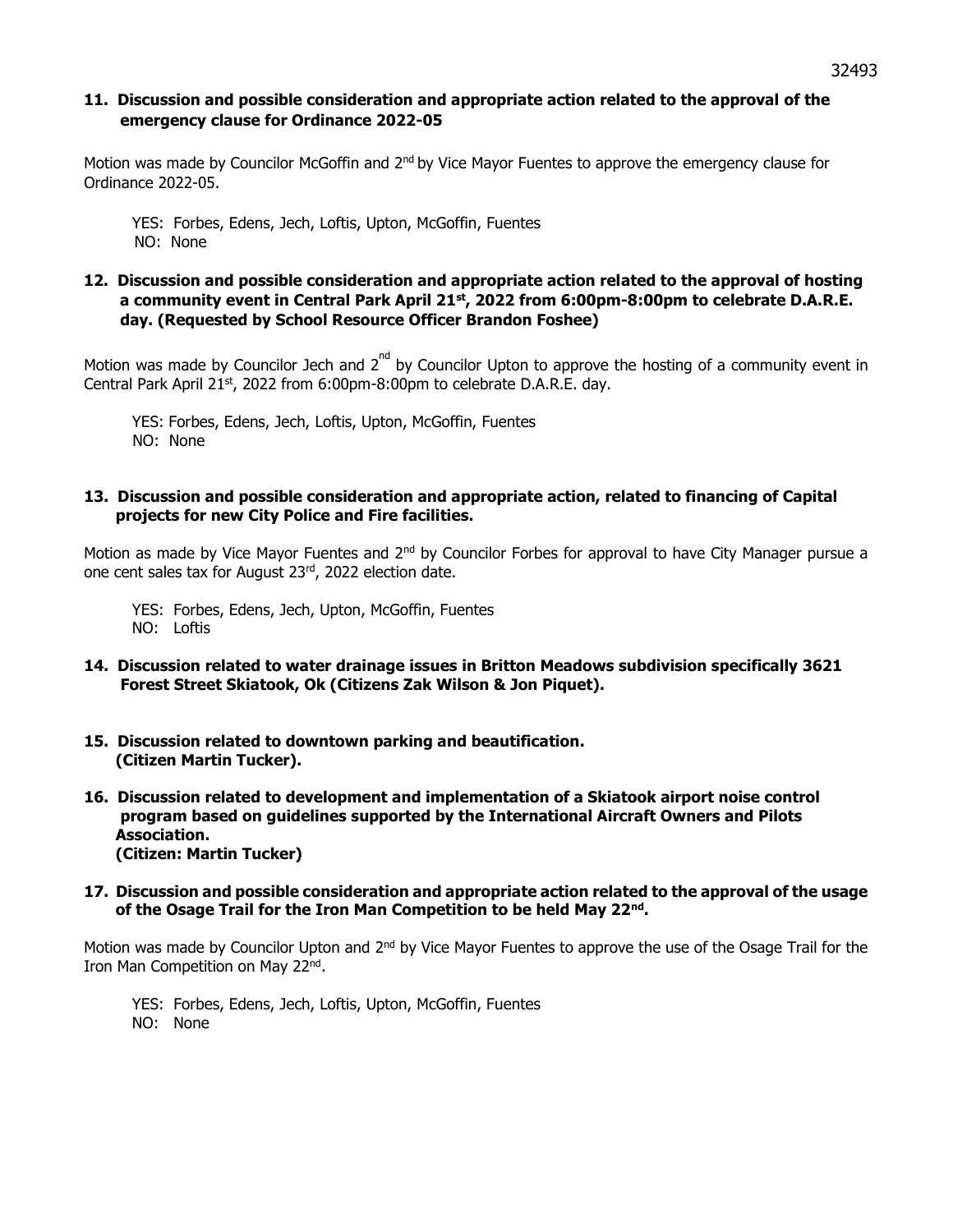**11. Discussion and possible consideration and appropriate action related to the approval of the emergency clause for Ordinance 2022-05**

Motion was made by Councilor McGoffin and 2nd by Vice Mayor Fuentes to approve the emergency clause for Ordinance 2022-05.

YES: Forbes, Edens, Jech, Loftis, Upton, McGoffin, Fuentes
NO: None

**12. Discussion and possible consideration and appropriate action related to the approval of hosting a community event in Central Park April 21st, 2022 from 6:00pm-8:00pm to celebrate D.A.R.E. day. (Requested by School Resource Officer Brandon Foshee)**

Motion was made by Councilor Jech and 2nd by Councilor Upton to approve the hosting of a community event in Central Park April 21st, 2022 from 6:00pm-8:00pm to celebrate D.A.R.E. day.

YES: Forbes, Edens, Jech, Loftis, Upton, McGoffin, Fuentes
NO: None

**13. Discussion and possible consideration and appropriate action, related to financing of Capital projects for new City Police and Fire facilities.**

Motion as made by Vice Mayor Fuentes and 2nd by Councilor Forbes for approval to have City Manager pursue a one cent sales tax for August 23rd, 2022 election date.

YES: Forbes, Edens, Jech, Upton, McGoffin, Fuentes
NO: Loftis

**14. Discussion related to water drainage issues in Britton Meadows subdivision specifically 3621 Forest Street Skiatook, Ok (Citizens Zak Wilson & Jon Piquet).**

**15. Discussion related to downtown parking and beautification. (Citizen Martin Tucker).**

**16. Discussion related to development and implementation of a Skiatook airport noise control program based on guidelines supported by the International Aircraft Owners and Pilots Association. (Citizen: Martin Tucker)**

**17. Discussion and possible consideration and appropriate action related to the approval of the usage of the Osage Trail for the Iron Man Competition to be held May 22nd.**

Motion was made by Councilor Upton and 2nd by Vice Mayor Fuentes to approve the use of the Osage Trail for the Iron Man Competition on May 22nd.

YES: Forbes, Edens, Jech, Loftis, Upton, McGoffin, Fuentes
NO: None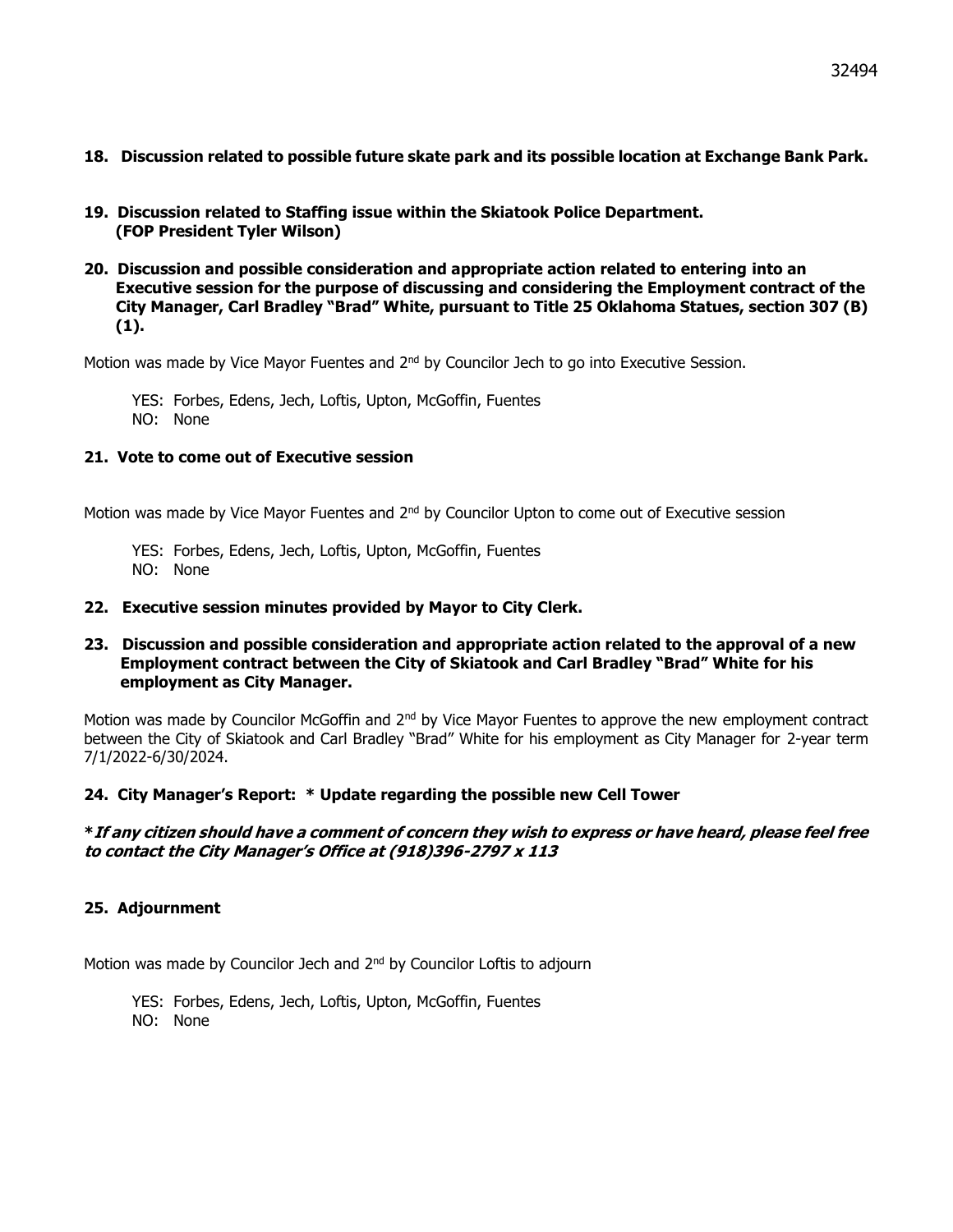**18. Discussion related to possible future skate park and its possible location at Exchange Bank Park.**

**19. Discussion related to Staffing issue within the Skiatook Police Department. (FOP President Tyler Wilson)**

**20. Discussion and possible consideration and appropriate action related to entering into an Executive session for the purpose of discussing and considering the Employment contract of the City Manager, Carl Bradley "Brad" White, pursuant to Title 25 Oklahoma Statues, section 307 (B) (1).**

Motion was made by Vice Mayor Fuentes and 2nd by Councilor Jech to go into Executive Session.

YES: Forbes, Edens, Jech, Loftis, Upton, McGoffin, Fuentes
NO: None

**21. Vote to come out of Executive session**

Motion was made by Vice Mayor Fuentes and 2nd by Councilor Upton to come out of Executive session

YES: Forbes, Edens, Jech, Loftis, Upton, McGoffin, Fuentes
NO: None

**22. Executive session minutes provided by Mayor to City Clerk.**

**23. Discussion and possible consideration and appropriate action related to the approval of a new Employment contract between the City of Skiatook and Carl Bradley "Brad" White for his employment as City Manager.**

Motion was made by Councilor McGoffin and 2nd by Vice Mayor Fuentes to approve the new employment contract between the City of Skiatook and Carl Bradley "Brad" White for his employment as City Manager for 2-year term 7/1/2022-6/30/2024.

**24. City Manager's Report: * Update regarding the possible new Cell Tower**

***If any citizen should have a comment of concern they wish to express or have heard, please feel free to contact the City Manager's Office at (918)396-2797 x 113***

**25. Adjournment**

Motion was made by Councilor Jech and 2nd by Councilor Loftis to adjourn

YES: Forbes, Edens, Jech, Loftis, Upton, McGoffin, Fuentes
NO: None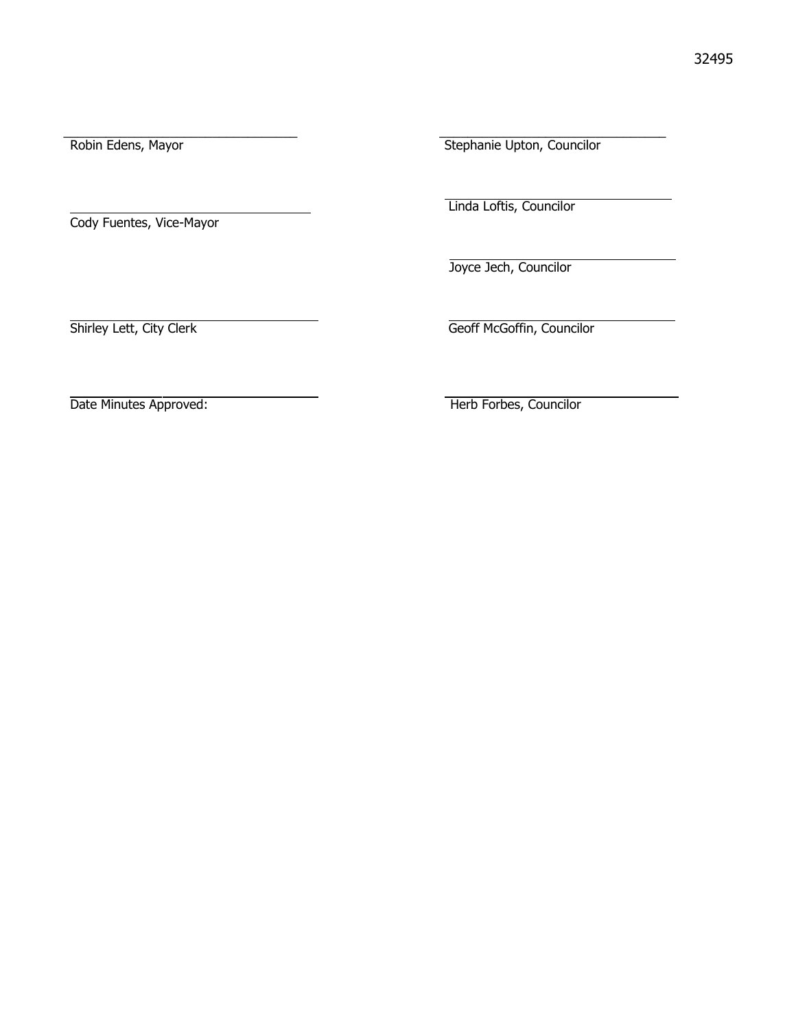Robin Edens, Mayor

Stephanie Upton, Councilor

Cody Fuentes, Vice-Mayor

Linda Loftis, Councilor

Joyce Jech, Councilor

Shirley Lett, City Clerk

Geoff McGoffin, Councilor

Date Minutes Approved:

Herb Forbes, Councilor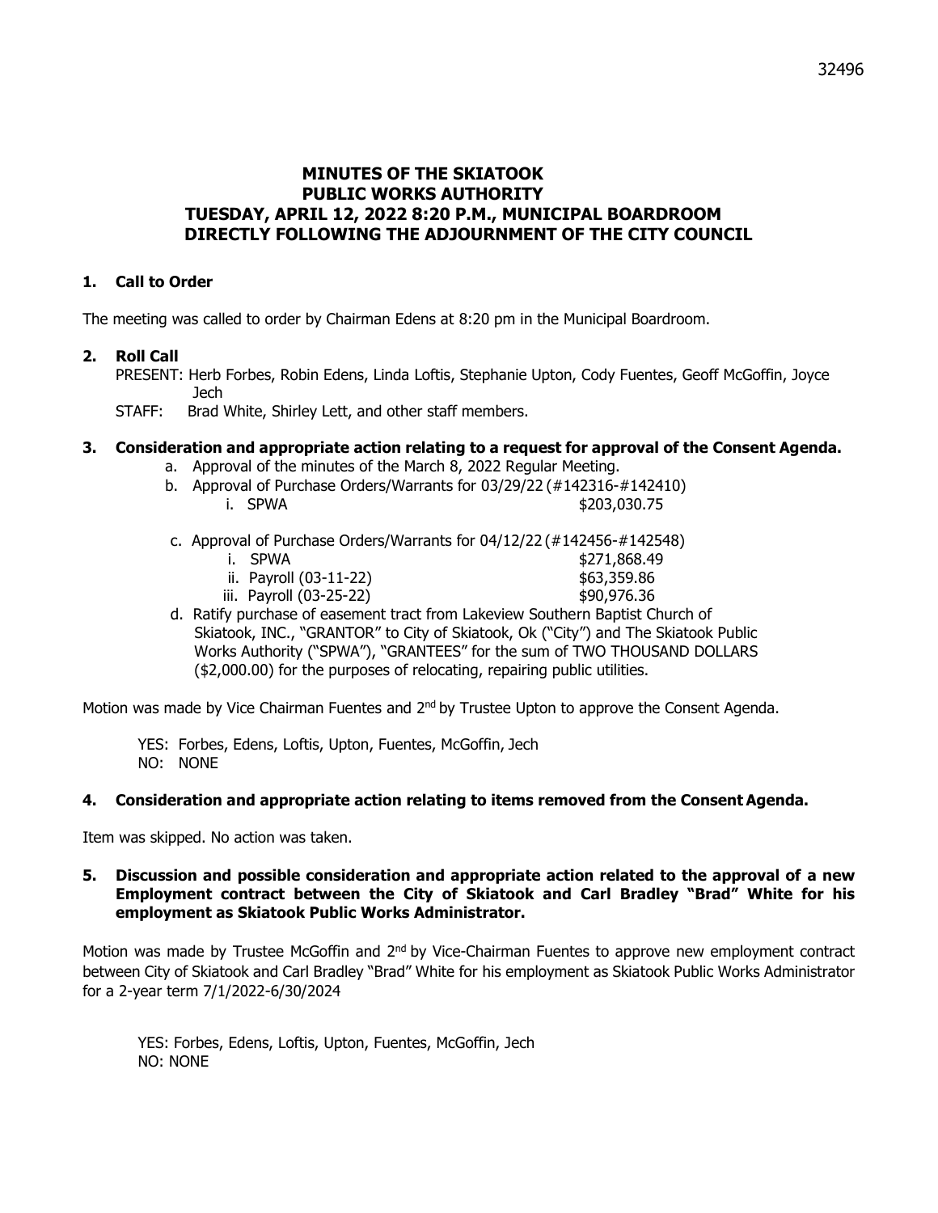# MINUTES OF THE SKIATOOK PUBLIC WORKS AUTHORITY TUESDAY, APRIL 12, 2022 8:20 P.M., MUNICIPAL BOARDROOM DIRECTLY FOLLOWING THE ADJOURNMENT OF THE CITY COUNCIL

## 1. Call to Order

The meeting was called to order by Chairman Edens at 8:20 pm in the Municipal Boardroom.

## 2. Roll Call

PRESENT: Herb Forbes, Robin Edens, Linda Loftis, Stephanie Upton, Cody Fuentes, Geoff McGoffin, Joyce Jech

STAFF: Brad White, Shirley Lett, and other staff members.

## 3. Consideration and appropriate action relating to a request for approval of the Consent Agenda.

a. Approval of the minutes of the March 8, 2022 Regular Meeting.

b. Approval of Purchase Orders/Warrants for 03/29/22 (#142316-#142410)

   i. SPWA $203,030.75

c. Approval of Purchase Orders/Warrants for 04/12/22 (#142456-#142548)

   i. SPWA $271,868.49

   ii. Payroll (03-11-22) $63,359.86

   iii. Payroll (03-25-22) $90,976.36

d. Ratify purchase of easement tract from Lakeview Southern Baptist Church of Skiatook, INC., "GRANTOR" to City of Skiatook, Ok ("City") and The Skiatook Public Works Authority ("SPWA"), "GRANTEES" for the sum of TWO THOUSAND DOLLARS ($2,000.00) for the purposes of relocating, repairing public utilities.

Motion was made by Vice Chairman Fuentes and 2nd by Trustee Upton to approve the Consent Agenda.

YES: Forbes, Edens, Loftis, Upton, Fuentes, McGoffin, Jech
NO: NONE

## 4. Consideration and appropriate action relating to items removed from the Consent Agenda.

Item was skipped. No action was taken.

## 5. Discussion and possible consideration and appropriate action related to the approval of a new Employment contract between the City of Skiatook and Carl Bradley "Brad" White for his employment as Skiatook Public Works Administrator.

Motion was made by Trustee McGoffin and 2nd by Vice-Chairman Fuentes to approve new employment contract between City of Skiatook and Carl Bradley "Brad" White for his employment as Skiatook Public Works Administrator for a 2-year term 7/1/2022-6/30/2024

YES: Forbes, Edens, Loftis, Upton, Fuentes, McGoffin, Jech
NO: NONE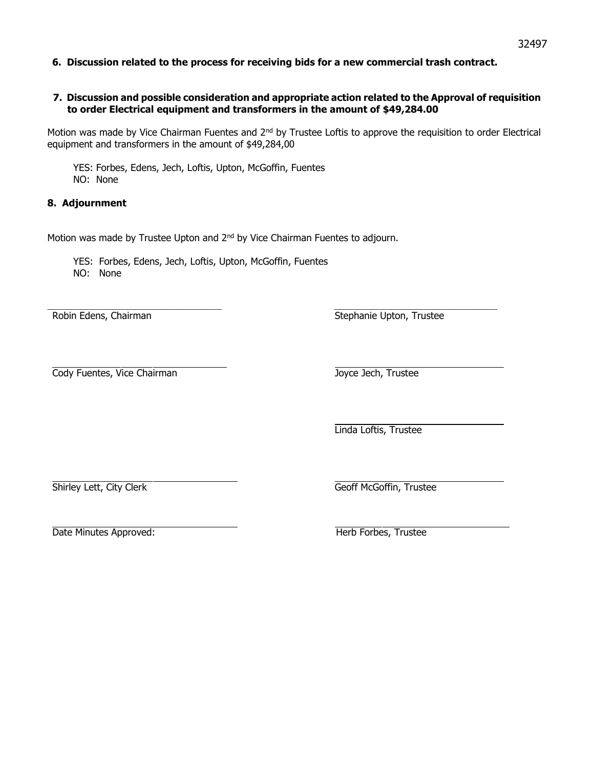**6. Discussion related to the process for receiving bids for a new commercial trash contract.**

**7. Discussion and possible consideration and appropriate action related to the Approval of requisition to order Electrical equipment and transformers in the amount of $49,284.00**

Motion was made by Vice Chairman Fuentes and 2nd by Trustee Loftis to approve the requisition to order Electrical equipment and transformers in the amount of $49,284,00

YES: Forbes, Edens, Jech, Loftis, Upton, McGoffin, Fuentes
NO: None

**8. Adjournment**

Motion was made by Trustee Upton and 2nd by Vice Chairman Fuentes to adjourn.

YES: Forbes, Edens, Jech, Loftis, Upton, McGoffin, Fuentes
NO: None

Robin Edens, Chairman

Stephanie Upton, Trustee

Cody Fuentes, Vice Chairman

Joyce Jech, Trustee

Linda Loftis, Trustee

Shirley Lett, City Clerk

Geoff McGoffin, Trustee

Date Minutes Approved:

Herb Forbes, Trustee